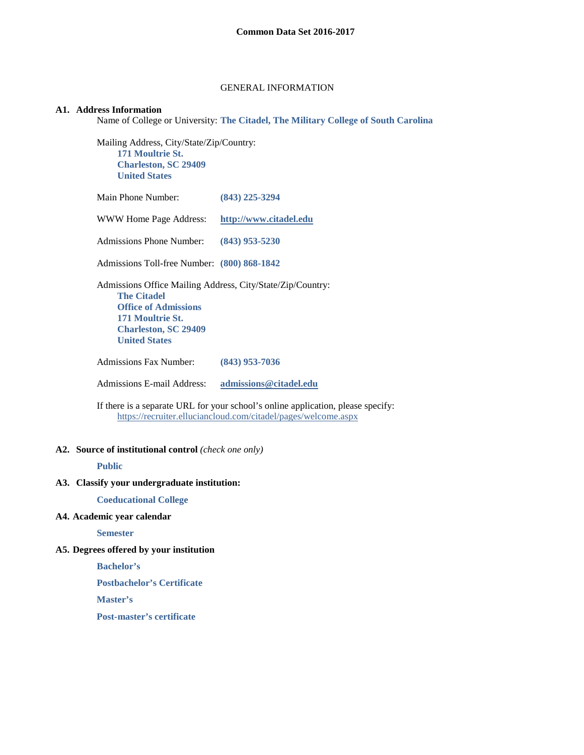# Common Data Set 2016-2017

## GENERAL INFORMATION

### A1. Address Information

Name of College or University: **The Citadel, The Military College of South Carolina**

Mailing Address, City/State/Zip/Country:
**171 Moultrie St.**
**Charleston, SC 29409**
**United States**

Main Phone Number: **(843) 225-3294**

WWW Home Page Address: **http://www.citadel.edu**

Admissions Phone Number: **(843) 953-5230**

Admissions Toll-free Number: **(800) 868-1842**

Admissions Office Mailing Address, City/State/Zip/Country:
**The Citadel**
**Office of Admissions**
**171 Moultrie St.**
**Charleston, SC 29409**
**United States**

Admissions Fax Number: **(843) 953-7036**

Admissions E-mail Address: **admissions@citadel.edu**

If there is a separate URL for your school's online application, please specify:
https://recruiter.elluciancloud.com/citadel/pages/welcome.aspx

### A2. Source of institutional control *(check one only)*

**Public**

### A3. Classify your undergraduate institution:

**Coeducational College**

### A4. Academic year calendar

**Semester**

### A5. Degrees offered by your institution

**Bachelor's**

**Postbachelor's Certificate**

**Master's**

**Post-master's certificate**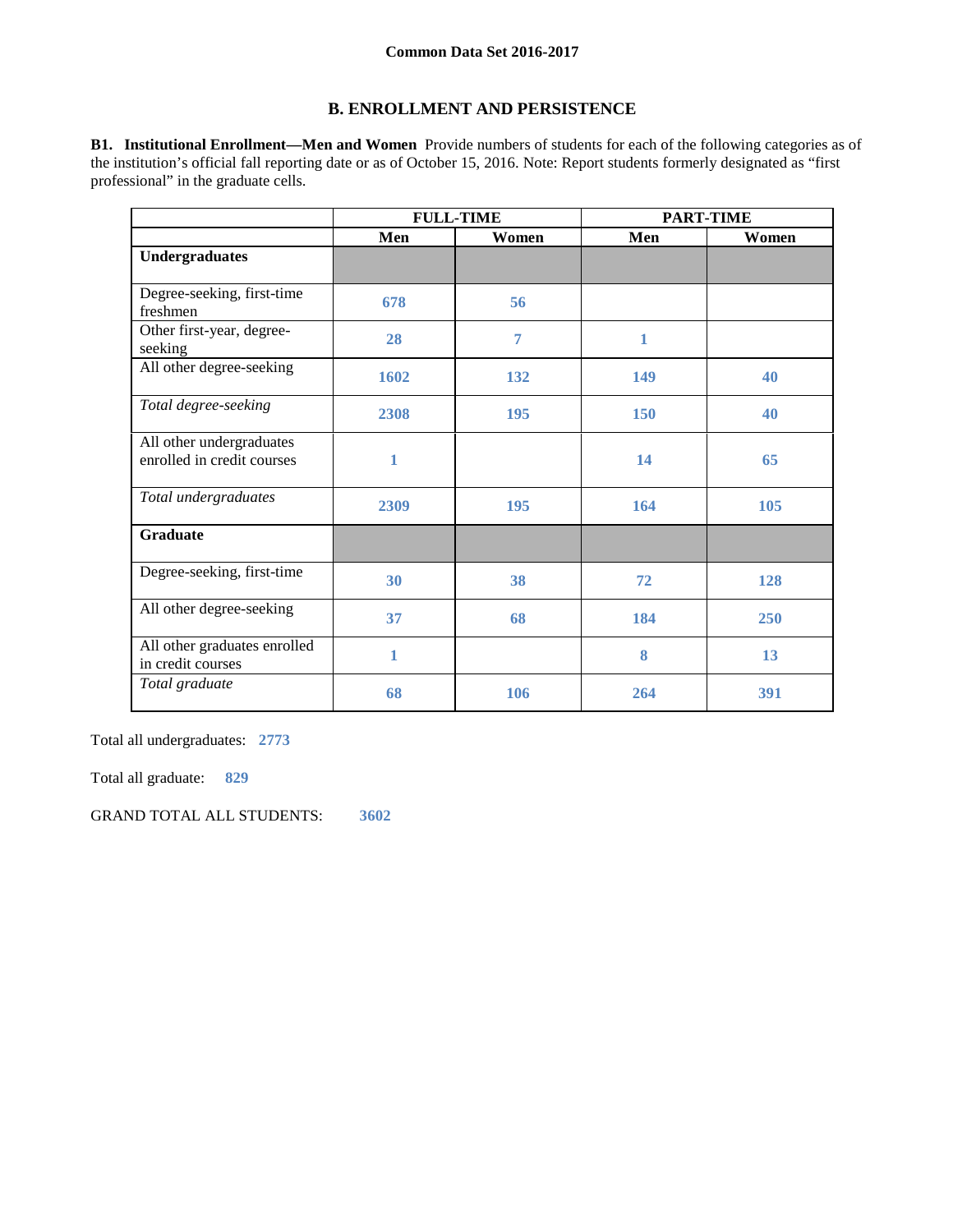**Common Data Set 2016-2017**

## B. ENROLLMENT AND PERSISTENCE

**B1. Institutional Enrollment—Men and Women** Provide numbers of students for each of the following categories as of the institution's official fall reporting date or as of October 15, 2016. Note: Report students formerly designated as "first professional" in the graduate cells.

| | FULL-TIME | | PART-TIME | |
|---|---|---|---|---|
| | **Men** | **Women** | **Men** | **Women** |
| **Undergraduates** | | | | |
| Degree-seeking, first-time freshmen | 678 | 56 | | |
| Other first-year, degree-seeking | 28 | 7 | 1 | |
| All other degree-seeking | 1602 | 132 | 149 | 40 |
| *Total degree-seeking* | 2308 | 195 | 150 | 40 |
| All other undergraduates enrolled in credit courses | 1 | | 14 | 65 |
| *Total undergraduates* | 2309 | 195 | 164 | 105 |
| **Graduate** | | | | |
| Degree-seeking, first-time | 30 | 38 | 72 | 128 |
| All other degree-seeking | 37 | 68 | 184 | 250 |
| All other graduates enrolled in credit courses | 1 | | 8 | 13 |
| *Total graduate* | 68 | 106 | 264 | 391 |

Total all undergraduates: 2773

Total all graduate: 829

GRAND TOTAL ALL STUDENTS: 3602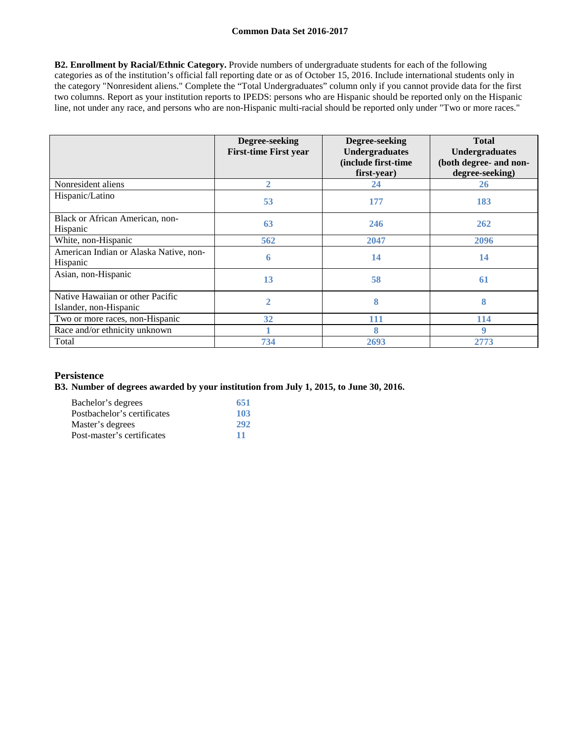**B2. Enrollment by Racial/Ethnic Category.** Provide numbers of undergraduate students for each of the following categories as of the institution's official fall reporting date or as of October 15, 2016. Include international students only in the category "Nonresident aliens." Complete the "Total Undergraduates" column only if you cannot provide data for the first two columns. Report as your institution reports to IPEDS: persons who are Hispanic should be reported only on the Hispanic line, not under any race, and persons who are non-Hispanic multi-racial should be reported only under "Two or more races."

| | Degree-seeking First-time First year | Degree-seeking Undergraduates (include first-time first-year) | Total Undergraduates (both degree- and non-degree-seeking) |
|---|---|---|---|
| Nonresident aliens | 2 | 24 | 26 |
| Hispanic/Latino | 53 | 177 | 183 |
| Black or African American, non-Hispanic | 63 | 246 | 262 |
| White, non-Hispanic | 562 | 2047 | 2096 |
| American Indian or Alaska Native, non-Hispanic | 6 | 14 | 14 |
| Asian, non-Hispanic | 13 | 58 | 61 |
| Native Hawaiian or other Pacific Islander, non-Hispanic | 2 | 8 | 8 |
| Two or more races, non-Hispanic | 32 | 111 | 114 |
| Race and/or ethnicity unknown | 1 | 8 | 9 |
| Total | 734 | 2693 | 2773 |

## Persistence

**B3. Number of degrees awarded by your institution from July 1, 2015, to June 30, 2016.**

| | |
|---|---|
| Bachelor's degrees | 651 |
| Postbachelor's certificates | 103 |
| Master's degrees | 292 |
| Post-master's certificates | 11 |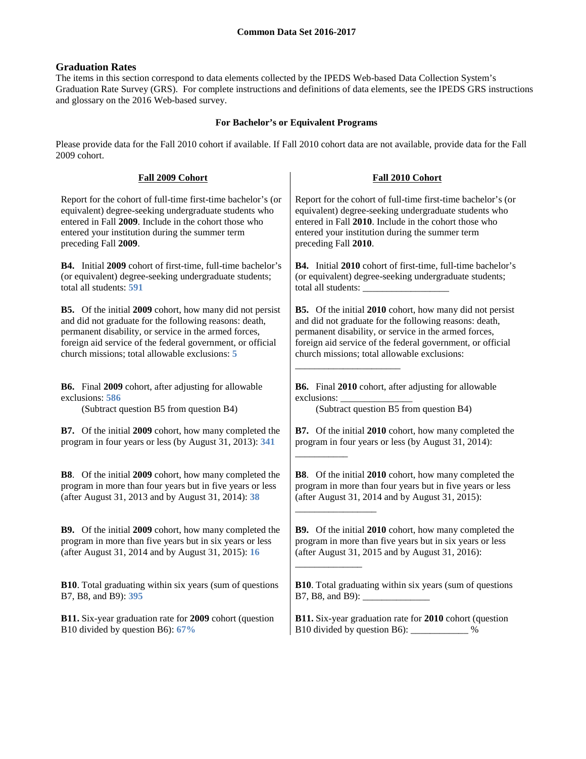## Graduation Rates

The items in this section correspond to data elements collected by the IPEDS Web-based Data Collection System's Graduation Rate Survey (GRS). For complete instructions and definitions of data elements, see the IPEDS GRS instructions and glossary on the 2016 Web-based survey.

### For Bachelor's or Equivalent Programs

Please provide data for the Fall 2010 cohort if available. If Fall 2010 cohort data are not available, provide data for the Fall 2009 cohort.

| **Fall 2009 Cohort** | **Fall 2010 Cohort** |
|---|---|
| Report for the cohort of full-time first-time bachelor's (or equivalent) degree-seeking undergraduate students who entered in Fall **2009**. Include in the cohort those who entered your institution during the summer term preceding Fall **2009**. | Report for the cohort of full-time first-time bachelor's (or equivalent) degree-seeking undergraduate students who entered in Fall **2010**. Include in the cohort those who entered your institution during the summer term preceding Fall **2010**. |
| **B4.** Initial **2009** cohort of first-time, full-time bachelor's (or equivalent) degree-seeking undergraduate students; total all students: 591 | **B4.** Initial **2010** cohort of first-time, full-time bachelor's (or equivalent) degree-seeking undergraduate students; total all students: __________________ |
| **B5.** Of the initial **2009** cohort, how many did not persist and did not graduate for the following reasons: death, permanent disability, or service in the armed forces, foreign aid service of the federal government, or official church missions; total allowable exclusions: 5 | **B5.** Of the initial **2010** cohort, how many did not persist and did not graduate for the following reasons: death, permanent disability, or service in the armed forces, foreign aid service of the federal government, or official church missions; total allowable exclusions: ______________________ |
| **B6.** Final **2009** cohort, after adjusting for allowable exclusions: 586 (Subtract question B5 from question B4) | **B6.** Final **2010** cohort, after adjusting for allowable exclusions: _______________ (Subtract question B5 from question B4) |
| **B7.** Of the initial **2009** cohort, how many completed the program in four years or less (by August 31, 2013): 341 | **B7.** Of the initial **2010** cohort, how many completed the program in four years or less (by August 31, 2014): ___________ |
| **B8**. Of the initial **2009** cohort, how many completed the program in more than four years but in five years or less (after August 31, 2013 and by August 31, 2014): 38 | **B8**. Of the initial **2010** cohort, how many completed the program in more than four years but in five years or less (after August 31, 2014 and by August 31, 2015): _________________ |
| **B9.** Of the initial **2009** cohort, how many completed the program in more than five years but in six years or less (after August 31, 2014 and by August 31, 2015): 16 | **B9.** Of the initial **2010** cohort, how many completed the program in more than five years but in six years or less (after August 31, 2015 and by August 31, 2016): ______________ |
| **B10**. Total graduating within six years (sum of questions B7, B8, and B9): 395 | **B10**. Total graduating within six years (sum of questions B7, B8, and B9): ______________ |
| **B11.** Six-year graduation rate for **2009** cohort (question B10 divided by question B6): 67% | **B11.** Six-year graduation rate for **2010** cohort (question B10 divided by question B6): ____________ % |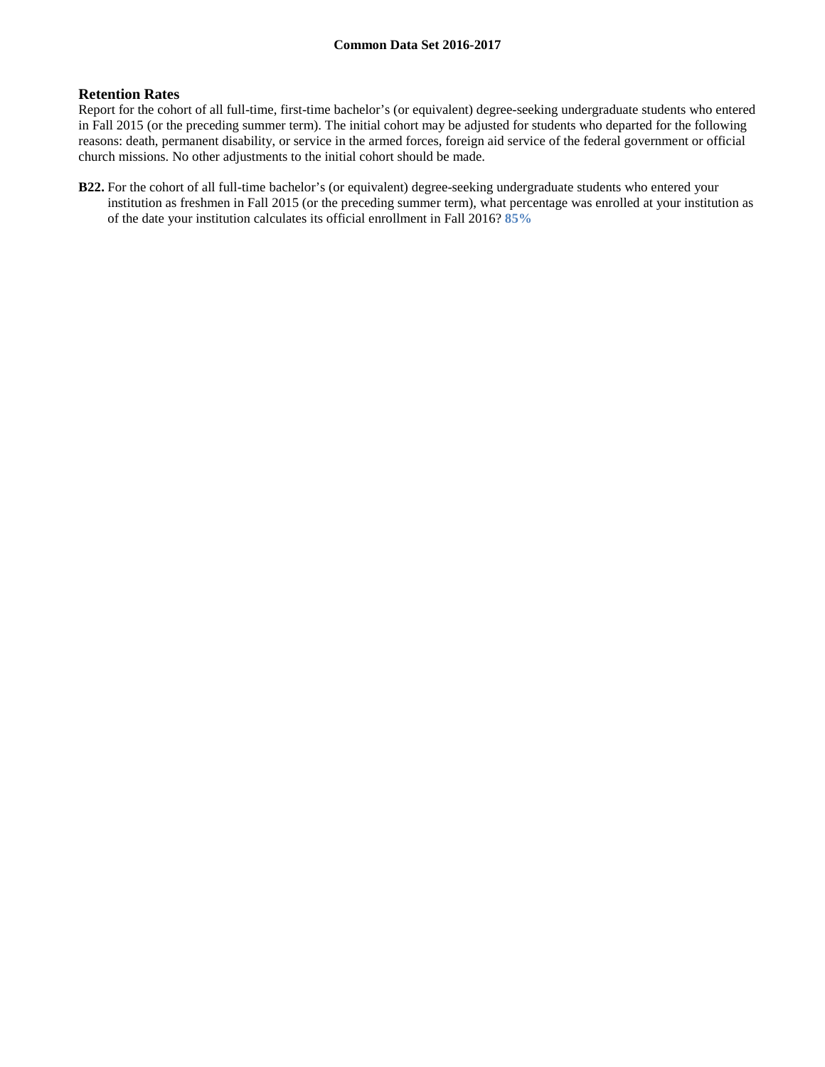## Retention Rates

Report for the cohort of all full-time, first-time bachelor's (or equivalent) degree-seeking undergraduate students who entered in Fall 2015 (or the preceding summer term). The initial cohort may be adjusted for students who departed for the following reasons: death, permanent disability, or service in the armed forces, foreign aid service of the federal government or official church missions. No other adjustments to the initial cohort should be made.

**B22.** For the cohort of all full-time bachelor's (or equivalent) degree-seeking undergraduate students who entered your institution as freshmen in Fall 2015 (or the preceding summer term), what percentage was enrolled at your institution as of the date your institution calculates its official enrollment in Fall 2016? **85%**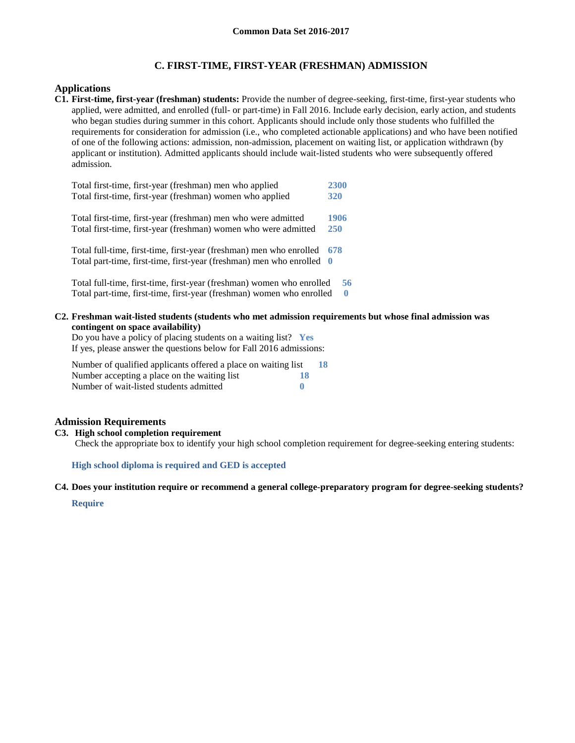**Common Data Set 2016-2017**

## C. FIRST-TIME, FIRST-YEAR (FRESHMAN) ADMISSION

### Applications

**C1. First-time, first-year (freshman) students:** Provide the number of degree-seeking, first-time, first-year students who applied, were admitted, and enrolled (full- or part-time) in Fall 2016. Include early decision, early action, and students who began studies during summer in this cohort. Applicants should include only those students who fulfilled the requirements for consideration for admission (i.e., who completed actionable applications) and who have been notified of one of the following actions: admission, non-admission, placement on waiting list, or application withdrawn (by applicant or institution). Admitted applicants should include wait-listed students who were subsequently offered admission.

| | |
|---|---|
| Total first-time, first-year (freshman) men who applied | **2300** |
| Total first-time, first-year (freshman) women who applied | **320** |
| Total first-time, first-year (freshman) men who were admitted | **1906** |
| Total first-time, first-year (freshman) women who were admitted | **250** |
| Total full-time, first-time, first-year (freshman) men who enrolled | **678** |
| Total part-time, first-time, first-year (freshman) men who enrolled | **0** |
| Total full-time, first-time, first-year (freshman) women who enrolled | **56** |
| Total part-time, first-time, first-year (freshman) women who enrolled | **0** |

**C2. Freshman wait-listed students (students who met admission requirements but whose final admission was contingent on space availability)**

Do you have a policy of placing students on a waiting list? **Yes**

If yes, please answer the questions below for Fall 2016 admissions:

| | |
|---|---|
| Number of qualified applicants offered a place on waiting list | **18** |
| Number accepting a place on the waiting list | **18** |
| Number of wait-listed students admitted | **0** |

### Admission Requirements

**C3. High school completion requirement**

Check the appropriate box to identify your high school completion requirement for degree-seeking entering students:

**High school diploma is required and GED is accepted**

**C4. Does your institution require or recommend a general college-preparatory program for degree-seeking students?**

**Require**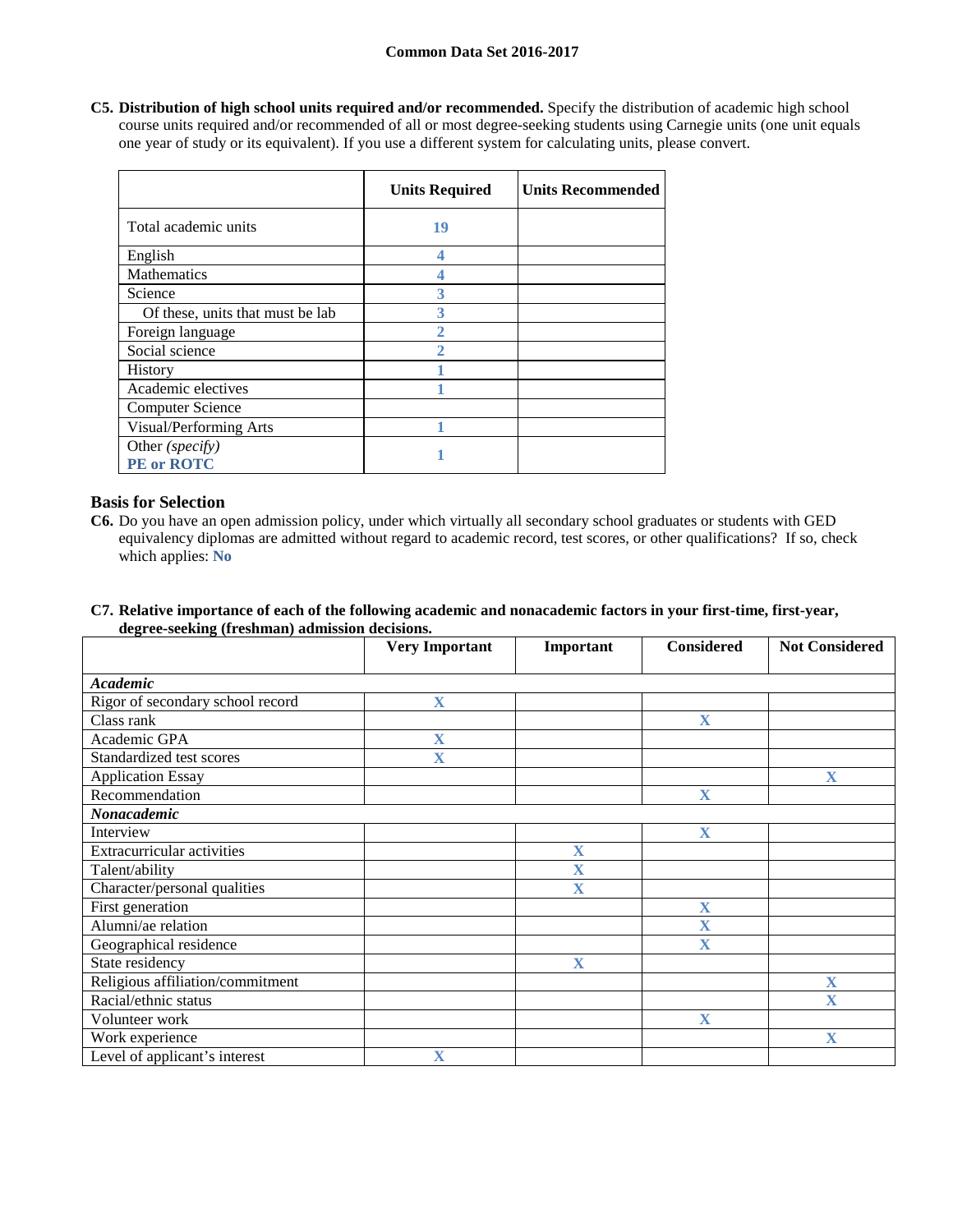**C5. Distribution of high school units required and/or recommended.** Specify the distribution of academic high school course units required and/or recommended of all or most degree-seeking students using Carnegie units (one unit equals one year of study or its equivalent). If you use a different system for calculating units, please convert.

| | Units Required | Units Recommended |
|---|---|---|
| Total academic units | 19 | |
| English | 4 | |
| Mathematics | 4 | |
| Science | 3 | |
| Of these, units that must be lab | 3 | |
| Foreign language | 2 | |
| Social science | 2 | |
| History | 1 | |
| Academic electives | 1 | |
| Computer Science | | |
| Visual/Performing Arts | 1 | |
| Other *(specify)* **PE or ROTC** | 1 | |

## Basis for Selection

**C6.** Do you have an open admission policy, under which virtually all secondary school graduates or students with GED equivalency diplomas are admitted without regard to academic record, test scores, or other qualifications? If so, check which applies: **No**

**C7. Relative importance of each of the following academic and nonacademic factors in your first-time, first-year, degree-seeking (freshman) admission decisions.**

| | Very Important | Important | Considered | Not Considered |
|---|---|---|---|---|
| ***Academic*** | | | | |
| Rigor of secondary school record | X | | | |
| Class rank | | | X | |
| Academic GPA | X | | | |
| Standardized test scores | X | | | |
| Application Essay | | | | X |
| Recommendation | | | X | |
| ***Nonacademic*** | | | | |
| Interview | | | X | |
| Extracurricular activities | | X | | |
| Talent/ability | | X | | |
| Character/personal qualities | | X | | |
| First generation | | | X | |
| Alumni/ae relation | | | X | |
| Geographical residence | | | X | |
| State residency | | X | | |
| Religious affiliation/commitment | | | | X |
| Racial/ethnic status | | | | X |
| Volunteer work | | | X | |
| Work experience | | | | X |
| Level of applicant's interest | X | | | |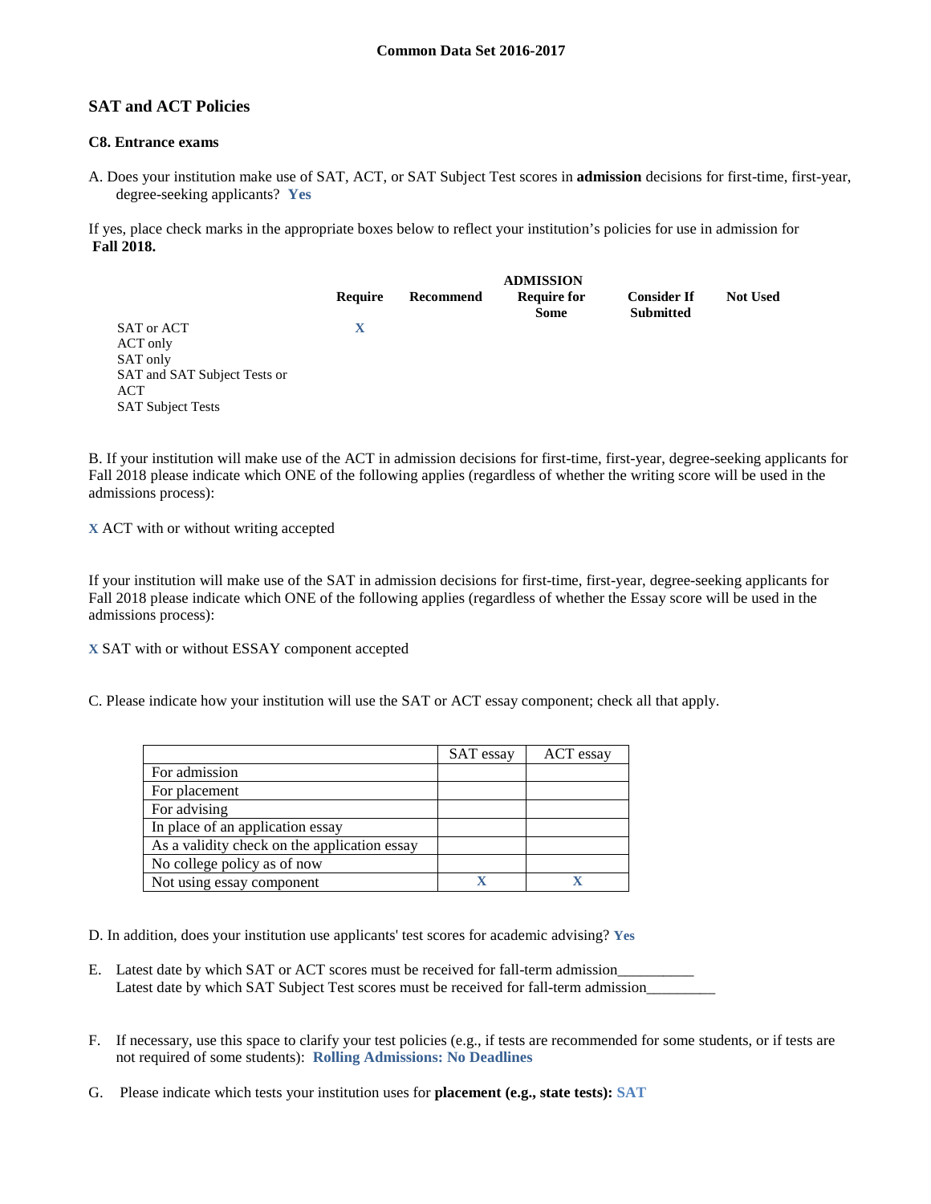## SAT and ACT Policies

### C8. Entrance exams

A. Does your institution make use of SAT, ACT, or SAT Subject Test scores in **admission** decisions for first-time, first-year, degree-seeking applicants? **Yes**

If yes, place check marks in the appropriate boxes below to reflect your institution's policies for use in admission for **Fall 2018.**

| | ADMISSION | | | | |
|---|---|---|---|---|---|
| | **Require** | **Recommend** | **Require for Some** | **Consider If Submitted** | **Not Used** |
| SAT or ACT | X | | | | |
| ACT only | | | | | |
| SAT only | | | | | |
| SAT and SAT Subject Tests or ACT | | | | | |
| SAT Subject Tests | | | | | |

B. If your institution will make use of the ACT in admission decisions for first-time, first-year, degree-seeking applicants for Fall 2018 please indicate which ONE of the following applies (regardless of whether the writing score will be used in the admissions process):

X ACT with or without writing accepted

If your institution will make use of the SAT in admission decisions for first-time, first-year, degree-seeking applicants for Fall 2018 please indicate which ONE of the following applies (regardless of whether the Essay score will be used in the admissions process):

X SAT with or without ESSAY component accepted

C. Please indicate how your institution will use the SAT or ACT essay component; check all that apply.

| | SAT essay | ACT essay |
|---|---|---|
| For admission | | |
| For placement | | |
| For advising | | |
| In place of an application essay | | |
| As a validity check on the application essay | | |
| No college policy as of now | | |
| Not using essay component | X | X |

D. In addition, does your institution use applicants' test scores for academic advising? **Yes**

E. Latest date by which SAT or ACT scores must be received for fall-term admission__________
Latest date by which SAT Subject Test scores must be received for fall-term admission_________

F. If necessary, use this space to clarify your test policies (e.g., if tests are recommended for some students, or if tests are not required of some students): **Rolling Admissions: No Deadlines**

G. Please indicate which tests your institution uses for **placement (e.g., state tests): SAT**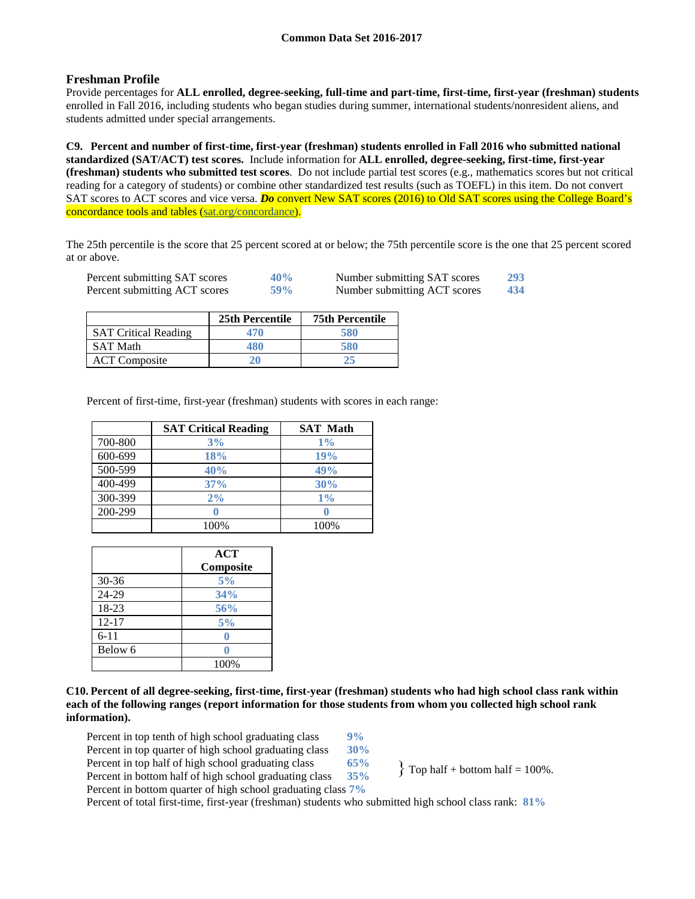## Freshman Profile

Provide percentages for **ALL enrolled, degree-seeking, full-time and part-time, first-time, first-year (freshman) students** enrolled in Fall 2016, including students who began studies during summer, international students/nonresident aliens, and students admitted under special arrangements.

**C9. Percent and number of first-time, first-year (freshman) students enrolled in Fall 2016 who submitted national standardized (SAT/ACT) test scores.** Include information for **ALL enrolled, degree-seeking, first-time, first-year (freshman) students who submitted test scores**. Do not include partial test scores (e.g., mathematics scores but not critical reading for a category of students) or combine other standardized test results (such as TOEFL) in this item. Do not convert SAT scores to ACT scores and vice versa. ***Do*** convert New SAT scores (2016) to Old SAT scores using the College Board's concordance tools and tables (sat.org/concordance).

The 25th percentile is the score that 25 percent scored at or below; the 75th percentile score is the one that 25 percent scored at or above.

| | | | |
|---|---|---|---|
| Percent submitting SAT scores | 40% | Number submitting SAT scores | 293 |
| Percent submitting ACT scores | 59% | Number submitting ACT scores | 434 |

| | 25th Percentile | 75th Percentile |
|---|---|---|
| SAT Critical Reading | 470 | 580 |
| SAT Math | 480 | 580 |
| ACT Composite | 20 | 25 |

Percent of first-time, first-year (freshman) students with scores in each range:

| | SAT Critical Reading | SAT Math |
|---|---|---|
| 700-800 | 3% | 1% |
| 600-699 | 18% | 19% |
| 500-599 | 40% | 49% |
| 400-499 | 37% | 30% |
| 300-399 | 2% | 1% |
| 200-299 | 0 | 0 |
| | 100% | 100% |

| | ACT Composite |
|---|---|
| 30-36 | 5% |
| 24-29 | 34% |
| 18-23 | 56% |
| 12-17 | 5% |
| 6-11 | 0 |
| Below 6 | 0 |
| | 100% |

**C10. Percent of all degree-seeking, first-time, first-year (freshman) students who had high school class rank within each of the following ranges (report information for those students from whom you collected high school rank information).**

| | |
|---|---|
| Percent in top tenth of high school graduating class | 9% |
| Percent in top quarter of high school graduating class | 30% |
| Percent in top half of high school graduating class | 65% |
| Percent in bottom half of high school graduating class | 35% |
| Percent in bottom quarter of high school graduating class | 7% |

} Top half + bottom half = 100%.

Percent of total first-time, first-year (freshman) students who submitted high school class rank: 81%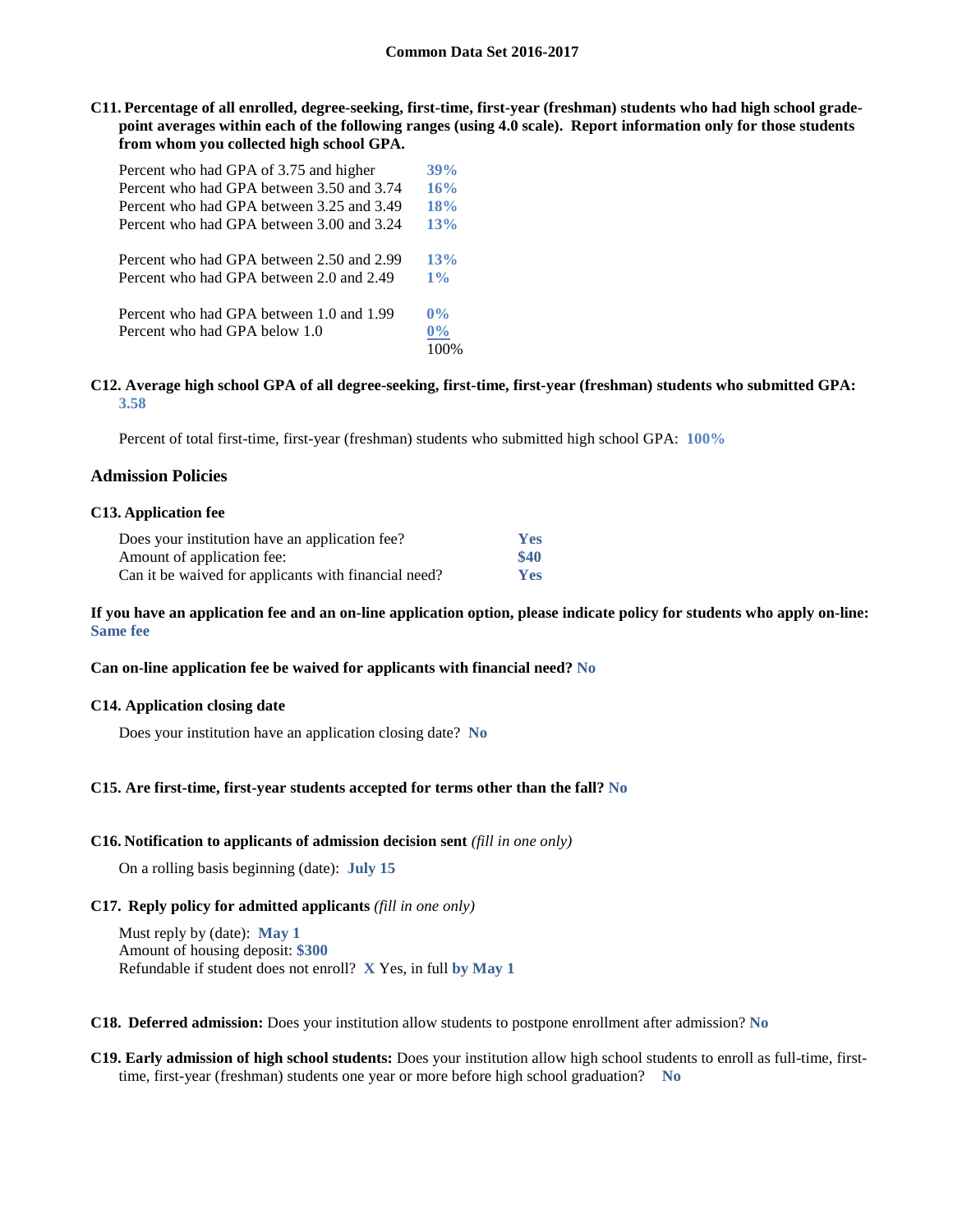**C11. Percentage of all enrolled, degree-seeking, first-time, first-year (freshman) students who had high school grade-point averages within each of the following ranges (using 4.0 scale). Report information only for those students from whom you collected high school GPA.**

| | |
|---|---|
| Percent who had GPA of 3.75 and higher | 39% |
| Percent who had GPA between 3.50 and 3.74 | 16% |
| Percent who had GPA between 3.25 and 3.49 | 18% |
| Percent who had GPA between 3.00 and 3.24 | 13% |
| Percent who had GPA between 2.50 and 2.99 | 13% |
| Percent who had GPA between 2.0 and 2.49 | 1% |
| Percent who had GPA between 1.0 and 1.99 | 0% |
| Percent who had GPA below 1.0 | 0% |
| | 100% |

**C12. Average high school GPA of all degree-seeking, first-time, first-year (freshman) students who submitted GPA:** 3.58

Percent of total first-time, first-year (freshman) students who submitted high school GPA: 100%

### Admission Policies

**C13. Application fee**

| | |
|---|---|
| Does your institution have an application fee? | Yes |
| Amount of application fee: | $40 |
| Can it be waived for applicants with financial need? | Yes |

**If you have an application fee and an on-line application option, please indicate policy for students who apply on-line:** Same fee

**Can on-line application fee be waived for applicants with financial need?** No

**C14. Application closing date**

Does your institution have an application closing date? No

**C15. Are first-time, first-year students accepted for terms other than the fall?** No

**C16. Notification to applicants of admission decision sent** *(fill in one only)*

On a rolling basis beginning (date): July 15

**C17. Reply policy for admitted applicants** *(fill in one only)*

Must reply by (date): May 1
Amount of housing deposit: $300
Refundable if student does not enroll? X Yes, in full by May 1

**C18. Deferred admission:** Does your institution allow students to postpone enrollment after admission? No

**C19. Early admission of high school students:** Does your institution allow high school students to enroll as full-time, first-time, first-year (freshman) students one year or more before high school graduation? No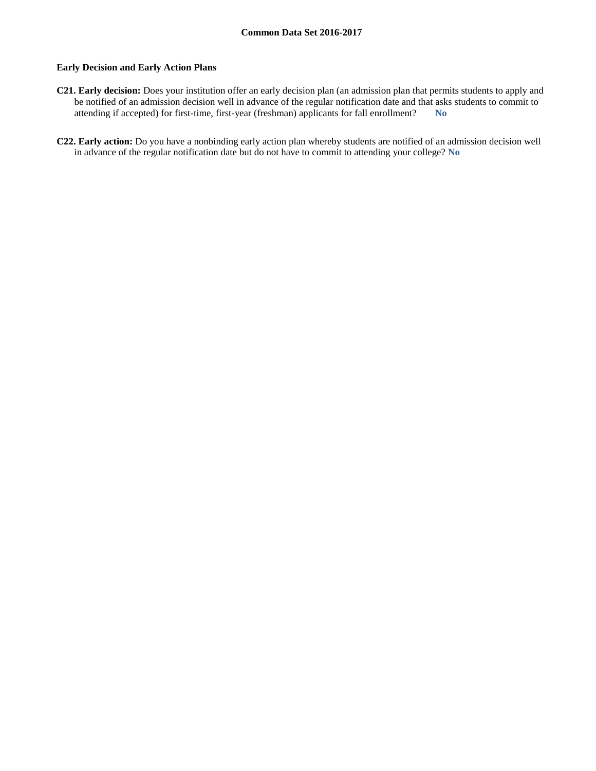**Common Data Set 2016-2017**

**Early Decision and Early Action Plans**

**C21. Early decision:** Does your institution offer an early decision plan (an admission plan that permits students to apply and be notified of an admission decision well in advance of the regular notification date and that asks students to commit to attending if accepted) for first-time, first-year (freshman) applicants for fall enrollment? **No**

**C22. Early action:** Do you have a nonbinding early action plan whereby students are notified of an admission decision well in advance of the regular notification date but do not have to commit to attending your college? **No**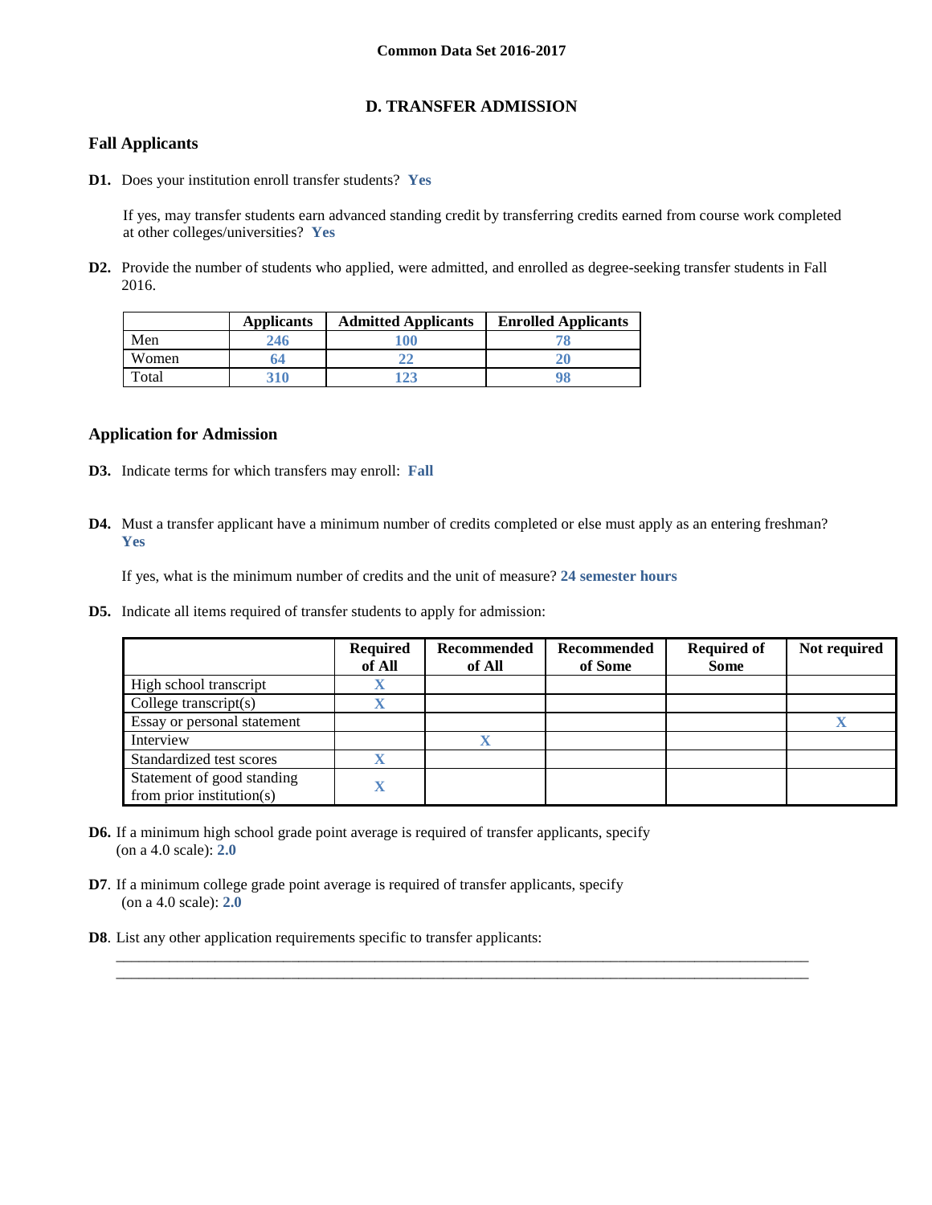**Common Data Set 2016-2017**

## D. TRANSFER ADMISSION

### Fall Applicants

**D1.** Does your institution enroll transfer students? **Yes**

If yes, may transfer students earn advanced standing credit by transferring credits earned from course work completed at other colleges/universities? **Yes**

**D2.** Provide the number of students who applied, were admitted, and enrolled as degree-seeking transfer students in Fall 2016.

| | Applicants | Admitted Applicants | Enrolled Applicants |
|---|---|---|---|
| Men | 246 | 100 | 78 |
| Women | 64 | 22 | 20 |
| Total | 310 | 123 | 98 |

### Application for Admission

**D3.** Indicate terms for which transfers may enroll: **Fall**

**D4.** Must a transfer applicant have a minimum number of credits completed or else must apply as an entering freshman? **Yes**

If yes, what is the minimum number of credits and the unit of measure? **24 semester hours**

**D5.** Indicate all items required of transfer students to apply for admission:

| | Required of All | Recommended of All | Recommended of Some | Required of Some | Not required |
|---|---|---|---|---|---|
| High school transcript | X | | | | |
| College transcript(s) | X | | | | |
| Essay or personal statement | | | | | X |
| Interview | | X | | | |
| Standardized test scores | X | | | | |
| Statement of good standing from prior institution(s) | X | | | | |

**D6.** If a minimum high school grade point average is required of transfer applicants, specify (on a 4.0 scale): **2.0**

**D7**. If a minimum college grade point average is required of transfer applicants, specify (on a 4.0 scale): **2.0**

**D8**. List any other application requirements specific to transfer applicants: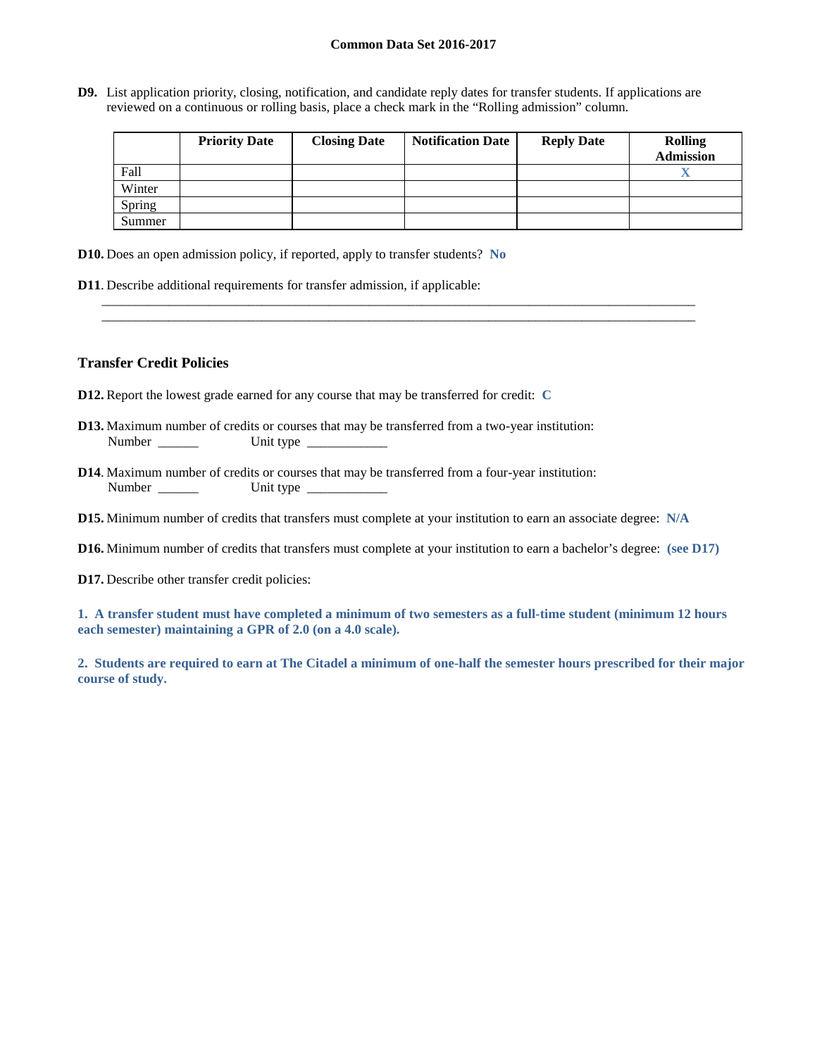**D9.** List application priority, closing, notification, and candidate reply dates for transfer students. If applications are reviewed on a continuous or rolling basis, place a check mark in the "Rolling admission" column.

| | Priority Date | Closing Date | Notification Date | Reply Date | Rolling Admission |
|---|---|---|---|---|---|
| Fall | | | | | X |
| Winter | | | | | |
| Spring | | | | | |
| Summer | | | | | |

**D10.** Does an open admission policy, if reported, apply to transfer students? **No**

**D11**. Describe additional requirements for transfer admission, if applicable:

___________________________________________________________________________________________

___________________________________________________________________________________________

## Transfer Credit Policies

**D12.** Report the lowest grade earned for any course that may be transferred for credit: **C**

**D13.** Maximum number of credits or courses that may be transferred from a two-year institution:
Number ______ Unit type ____________

**D14**. Maximum number of credits or courses that may be transferred from a four-year institution:
Number ______ Unit type ____________

**D15.** Minimum number of credits that transfers must complete at your institution to earn an associate degree: **N/A**

**D16.** Minimum number of credits that transfers must complete at your institution to earn a bachelor's degree: **(see D17)**

**D17.** Describe other transfer credit policies:

**1. A transfer student must have completed a minimum of two semesters as a full-time student (minimum 12 hours each semester) maintaining a GPR of 2.0 (on a 4.0 scale).**

**2. Students are required to earn at The Citadel a minimum of one-half the semester hours prescribed for their major course of study.**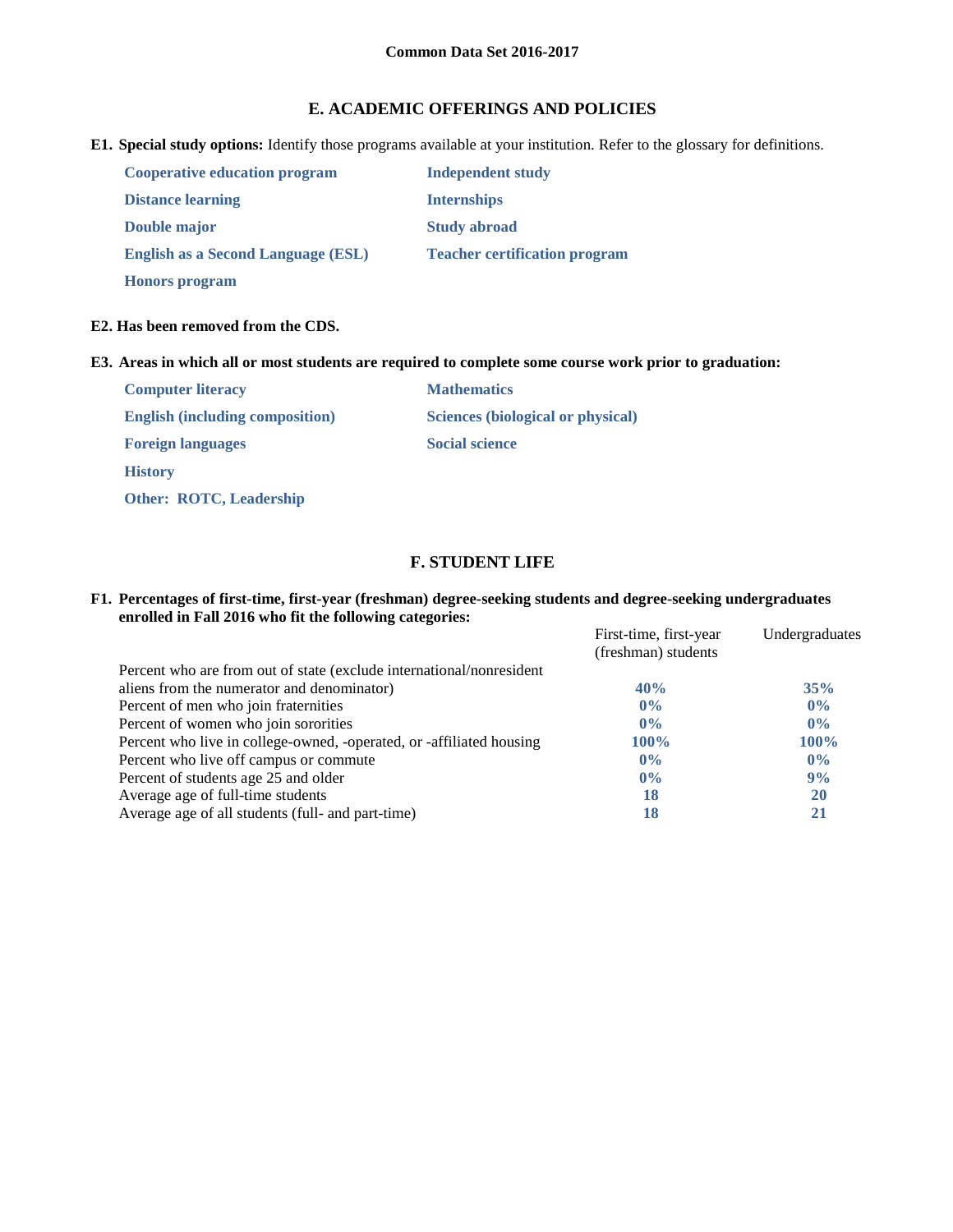## E. ACADEMIC OFFERINGS AND POLICIES

**E1. Special study options:** Identify those programs available at your institution. Refer to the glossary for definitions.

- **Cooperative education program**
- **Distance learning**
- **Double major**
- **English as a Second Language (ESL)**
- **Honors program**
- **Independent study**
- **Internships**
- **Study abroad**
- **Teacher certification program**

**E2. Has been removed from the CDS.**

**E3. Areas in which all or most students are required to complete some course work prior to graduation:**

- **Computer literacy**
- **English (including composition)**
- **Foreign languages**
- **History**
- **Other: ROTC, Leadership**
- **Mathematics**
- **Sciences (biological or physical)**
- **Social science**

## F. STUDENT LIFE

**F1. Percentages of first-time, first-year (freshman) degree-seeking students and degree-seeking undergraduates enrolled in Fall 2016 who fit the following categories:**

| | First-time, first-year (freshman) students | Undergraduates |
|---|---|---|
| Percent who are from out of state (exclude international/nonresident aliens from the numerator and denominator) | **40%** | **35%** |
| Percent of men who join fraternities | **0%** | **0%** |
| Percent of women who join sororities | **0%** | **0%** |
| Percent who live in college-owned, -operated, or -affiliated housing | **100%** | **100%** |
| Percent who live off campus or commute | **0%** | **0%** |
| Percent of students age 25 and older | **0%** | **9%** |
| Average age of full-time students | **18** | **20** |
| Average age of all students (full- and part-time) | **18** | **21** |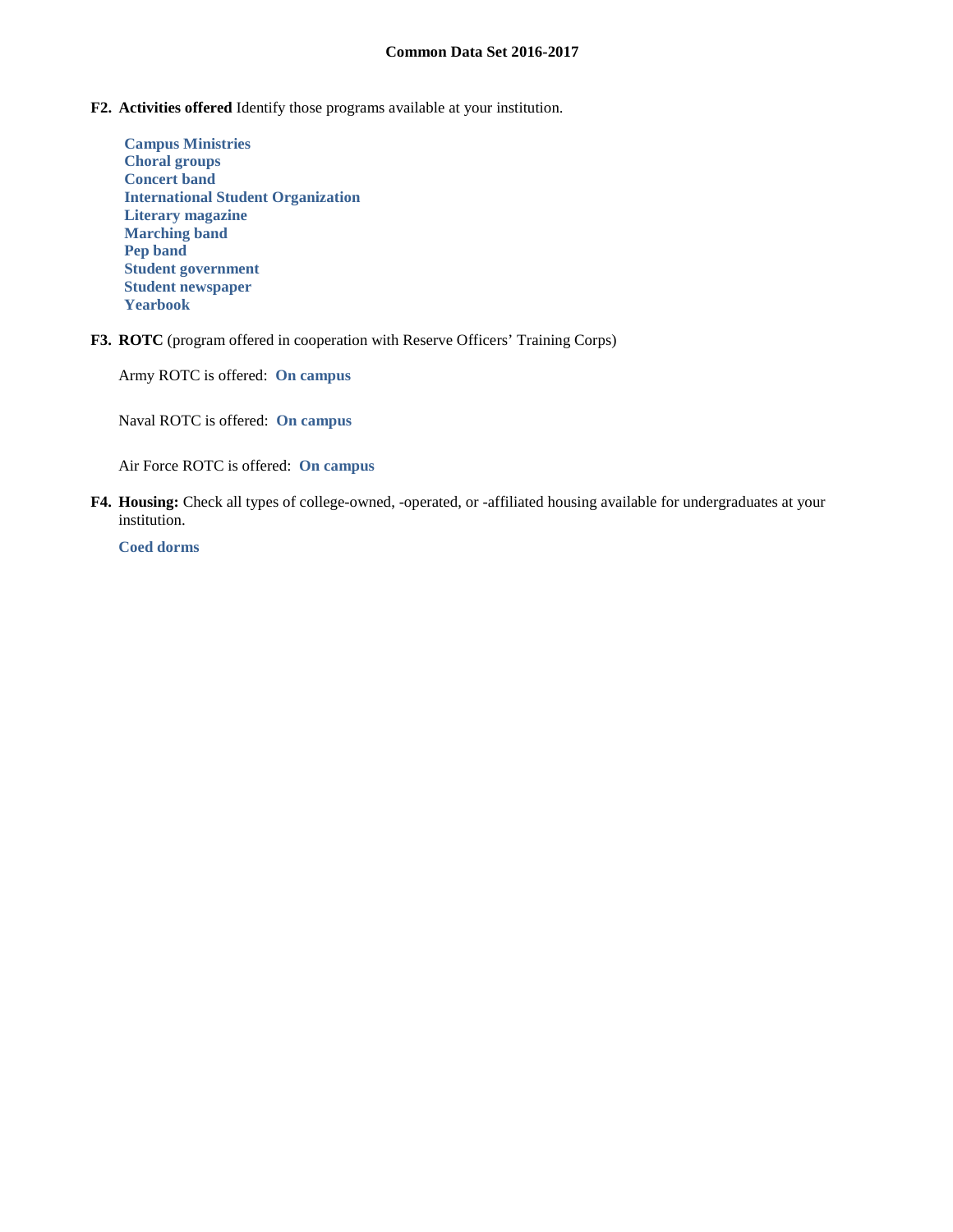**F2. Activities offered** Identify those programs available at your institution.

- **Campus Ministries**
- **Choral groups**
- **Concert band**
- **International Student Organization**
- **Literary magazine**
- **Marching band**
- **Pep band**
- **Student government**
- **Student newspaper**
- **Yearbook**

**F3. ROTC** (program offered in cooperation with Reserve Officers' Training Corps)

Army ROTC is offered: **On campus**

Naval ROTC is offered: **On campus**

Air Force ROTC is offered: **On campus**

**F4. Housing:** Check all types of college-owned, -operated, or -affiliated housing available for undergraduates at your institution.

**Coed dorms**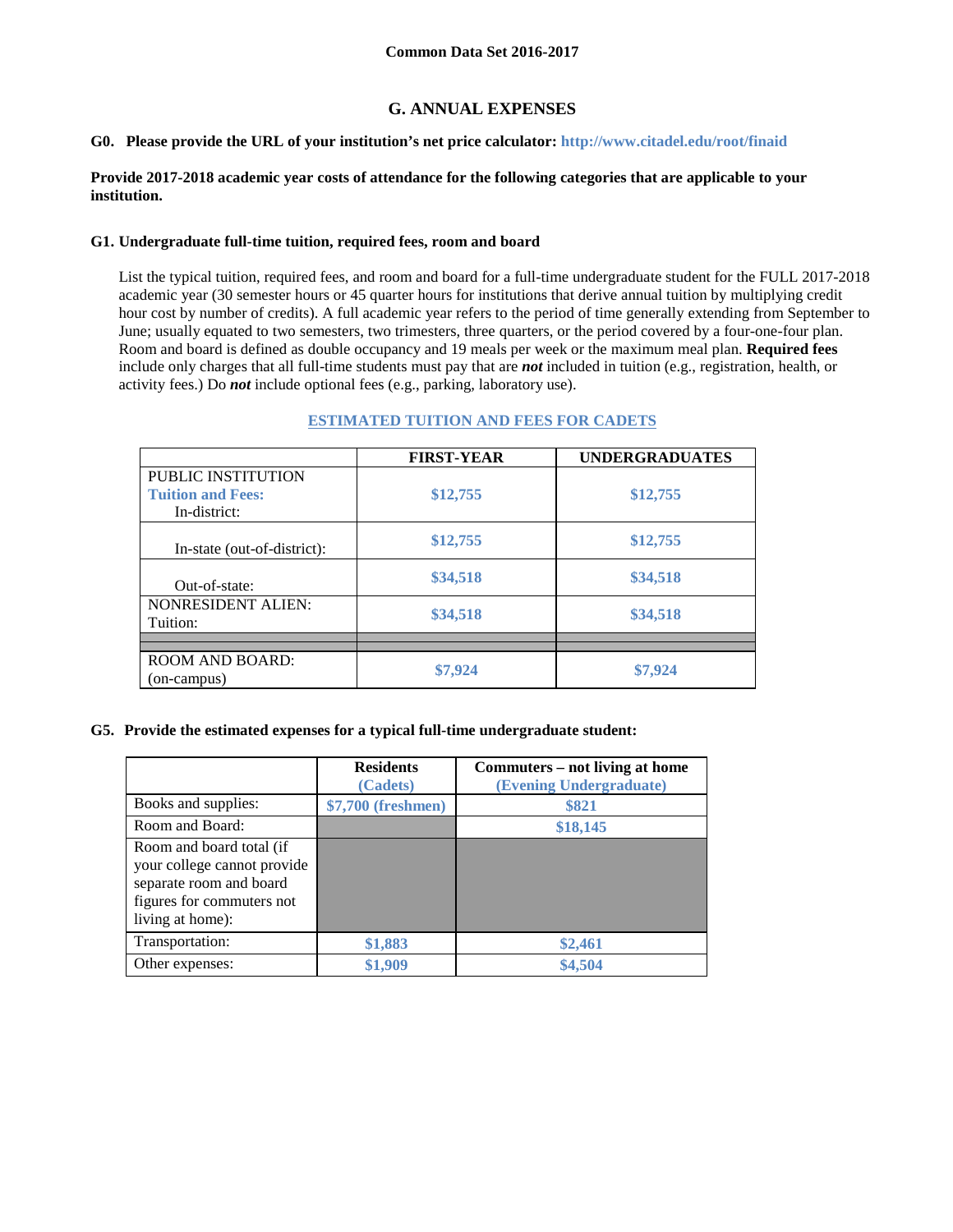**Common Data Set 2016-2017**

## G. ANNUAL EXPENSES

**G0. Please provide the URL of your institution's net price calculator:** http://www.citadel.edu/root/finaid

**Provide 2017-2018 academic year costs of attendance for the following categories that are applicable to your institution.**

### G1. Undergraduate full-time tuition, required fees, room and board

List the typical tuition, required fees, and room and board for a full-time undergraduate student for the FULL 2017-2018 academic year (30 semester hours or 45 quarter hours for institutions that derive annual tuition by multiplying credit hour cost by number of credits). A full academic year refers to the period of time generally extending from September to June; usually equated to two semesters, two trimesters, three quarters, or the period covered by a four-one-four plan. Room and board is defined as double occupancy and 19 meals per week or the maximum meal plan. **Required fees** include only charges that all full-time students must pay that are ***not*** included in tuition (e.g., registration, health, or activity fees.) Do ***not*** include optional fees (e.g., parking, laboratory use).

**ESTIMATED TUITION AND FEES FOR CADETS**

| | FIRST-YEAR | UNDERGRADUATES |
|---|---|---|
| PUBLIC INSTITUTION<br>Tuition and Fees:<br>In-district: | $12,755 | $12,755 |
| In-state (out-of-district): | $12,755 | $12,755 |
| Out-of-state: | $34,518 | $34,518 |
| NONRESIDENT ALIEN:<br>Tuition: | $34,518 | $34,518 |
| | | |
| ROOM AND BOARD:<br>(on-campus) | $7,924 | $7,924 |

### G5. Provide the estimated expenses for a typical full-time undergraduate student:

| | Residents<br>(Cadets) | Commuters – not living at home<br>(Evening Undergraduate) |
|---|---|---|
| Books and supplies: | $7,700 (freshmen) | $821 |
| Room and Board: | | $18,145 |
| Room and board total (if your college cannot provide separate room and board figures for commuters not living at home): | | |
| Transportation: | $1,883 | $2,461 |
| Other expenses: | $1,909 | $4,504 |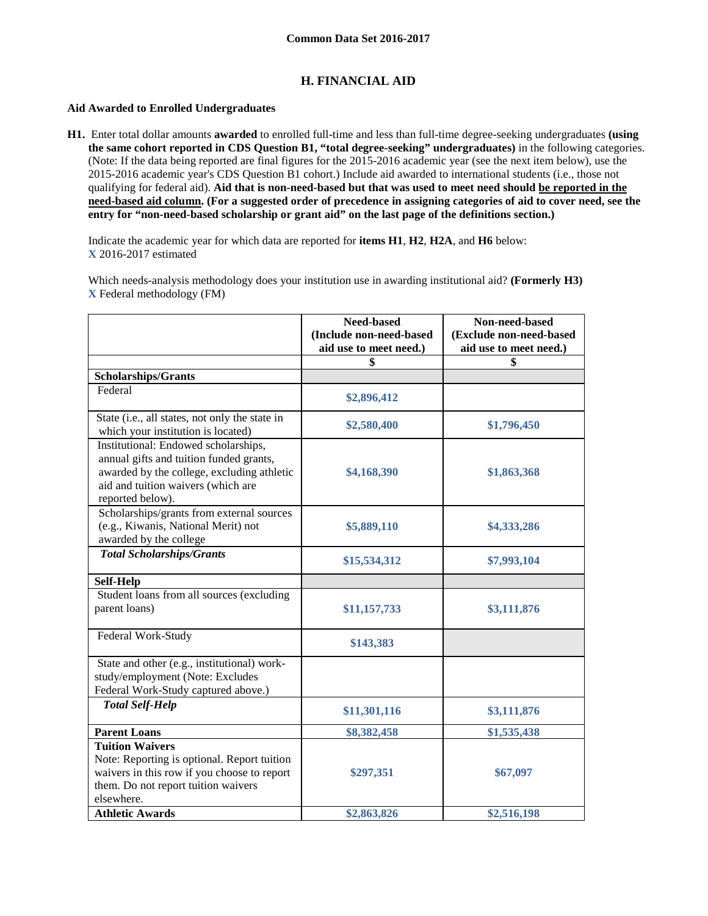## H. FINANCIAL AID

### Aid Awarded to Enrolled Undergraduates

**H1.** Enter total dollar amounts **awarded** to enrolled full-time and less than full-time degree-seeking undergraduates **(using the same cohort reported in CDS Question B1, "total degree-seeking" undergraduates)** in the following categories. (Note: If the data being reported are final figures for the 2015-2016 academic year (see the next item below), use the 2015-2016 academic year's CDS Question B1 cohort.) Include aid awarded to international students (i.e., those not qualifying for federal aid). **Aid that is non-need-based but that was used to meet need should be reported in the need-based aid column. (For a suggested order of precedence in assigning categories of aid to cover need, see the entry for "non-need-based scholarship or grant aid" on the last page of the definitions section.)**

Indicate the academic year for which data are reported for **items H1**, **H2**, **H2A**, and **H6** below:
X 2016-2017 estimated

Which needs-analysis methodology does your institution use in awarding institutional aid? **(Formerly H3)**
X Federal methodology (FM)

| | Need-based (Include non-need-based aid use to meet need.) | Non-need-based (Exclude non-need-based aid use to meet need.) |
|---|---|---|
| | **$** | **$** |
| **Scholarships/Grants** | | |
| Federal | $2,896,412 | |
| State (i.e., all states, not only the state in which your institution is located) | $2,580,400 | $1,796,450 |
| Institutional: Endowed scholarships, annual gifts and tuition funded grants, awarded by the college, excluding athletic aid and tuition waivers (which are reported below). | $4,168,390 | $1,863,368 |
| Scholarships/grants from external sources (e.g., Kiwanis, National Merit) not awarded by the college | $5,889,110 | $4,333,286 |
| ***Total Scholarships/Grants*** | $15,534,312 | $7,993,104 |
| **Self-Help** | | |
| Student loans from all sources (excluding parent loans) | $11,157,733 | $3,111,876 |
| Federal Work-Study | $143,383 | |
| State and other (e.g., institutional) work-study/employment (Note: Excludes Federal Work-Study captured above.) | | |
| ***Total Self-Help*** | $11,301,116 | $3,111,876 |
| **Parent Loans** | $8,382,458 | $1,535,438 |
| **Tuition Waivers** Note: Reporting is optional. Report tuition waivers in this row if you choose to report them. Do not report tuition waivers elsewhere. | $297,351 | $67,097 |
| **Athletic Awards** | $2,863,826 | $2,516,198 |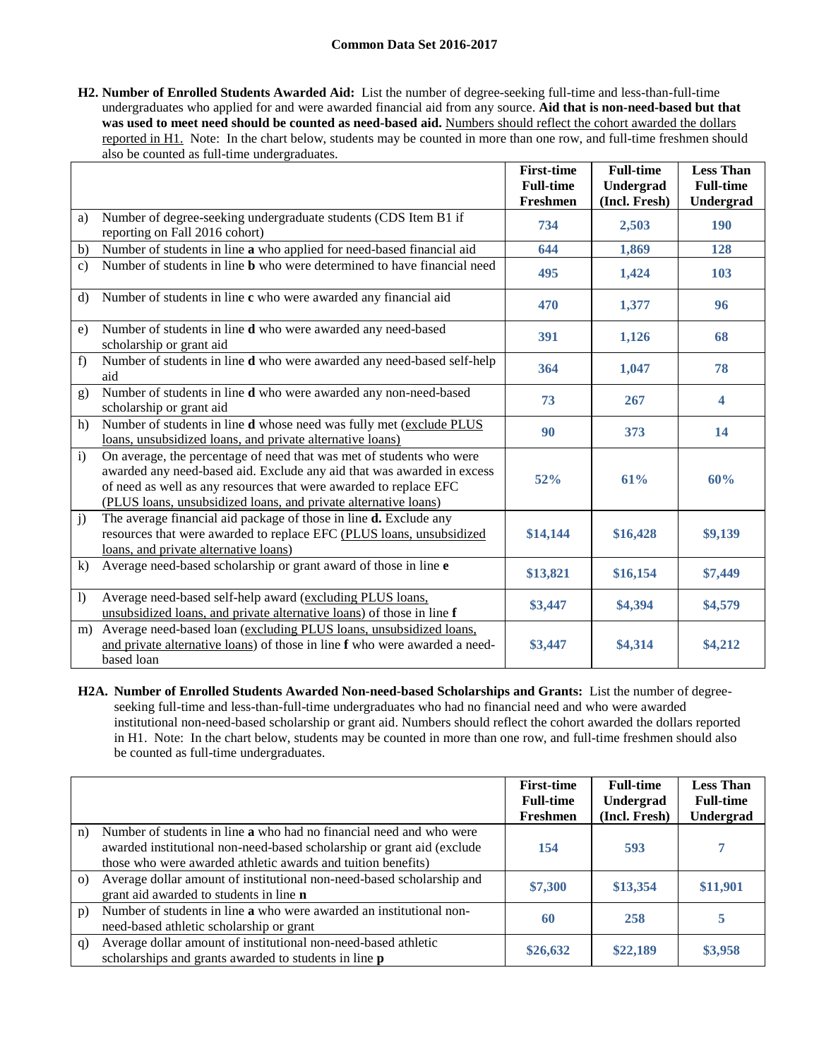**H2. Number of Enrolled Students Awarded Aid:** List the number of degree-seeking full-time and less-than-full-time undergraduates who applied for and were awarded financial aid from any source. **Aid that is non-need-based but that was used to meet need should be counted as need-based aid.** Numbers should reflect the cohort awarded the dollars reported in H1. Note: In the chart below, students may be counted in more than one row, and full-time freshmen should also be counted as full-time undergraduates.

| | | First-time Full-time Freshmen | Full-time Undergrad (Incl. Fresh) | Less Than Full-time Undergrad |
|---|---|---|---|---|
| a) | Number of degree-seeking undergraduate students (CDS Item B1 if reporting on Fall 2016 cohort) | 734 | 2,503 | 190 |
| b) | Number of students in line **a** who applied for need-based financial aid | 644 | 1,869 | 128 |
| c) | Number of students in line **b** who were determined to have financial need | 495 | 1,424 | 103 |
| d) | Number of students in line **c** who were awarded any financial aid | 470 | 1,377 | 96 |
| e) | Number of students in line **d** who were awarded any need-based scholarship or grant aid | 391 | 1,126 | 68 |
| f) | Number of students in line **d** who were awarded any need-based self-help aid | 364 | 1,047 | 78 |
| g) | Number of students in line **d** who were awarded any non-need-based scholarship or grant aid | 73 | 267 | 4 |
| h) | Number of students in line **d** whose need was fully met (exclude PLUS loans, unsubsidized loans, and private alternative loans) | 90 | 373 | 14 |
| i) | On average, the percentage of need that was met of students who were awarded any need-based aid. Exclude any aid that was awarded in excess of need as well as any resources that were awarded to replace EFC (PLUS loans, unsubsidized loans, and private alternative loans) | 52% | 61% | 60% |
| j) | The average financial aid package of those in line **d.** Exclude any resources that were awarded to replace EFC (PLUS loans, unsubsidized loans, and private alternative loans) | $14,144 | $16,428 | $9,139 |
| k) | Average need-based scholarship or grant award of those in line **e** | $13,821 | $16,154 | $7,449 |
| l) | Average need-based self-help award (excluding PLUS loans, unsubsidized loans, and private alternative loans) of those in line **f** | $3,447 | $4,394 | $4,579 |
| m) | Average need-based loan (excluding PLUS loans, unsubsidized loans, and private alternative loans) of those in line **f** who were awarded a need-based loan | $3,447 | $4,314 | $4,212 |

**H2A. Number of Enrolled Students Awarded Non-need-based Scholarships and Grants:** List the number of degree-seeking full-time and less-than-full-time undergraduates who had no financial need and who were awarded institutional non-need-based scholarship or grant aid. Numbers should reflect the cohort awarded the dollars reported in H1. Note: In the chart below, students may be counted in more than one row, and full-time freshmen should also be counted as full-time undergraduates.

| | | First-time Full-time Freshmen | Full-time Undergrad (Incl. Fresh) | Less Than Full-time Undergrad |
|---|---|---|---|---|
| n) | Number of students in line **a** who had no financial need and who were awarded institutional non-need-based scholarship or grant aid (exclude those who were awarded athletic awards and tuition benefits) | 154 | 593 | 7 |
| o) | Average dollar amount of institutional non-need-based scholarship and grant aid awarded to students in line **n** | $7,300 | $13,354 | $11,901 |
| p) | Number of students in line **a** who were awarded an institutional non-need-based athletic scholarship or grant | 60 | 258 | 5 |
| q) | Average dollar amount of institutional non-need-based athletic scholarships and grants awarded to students in line **p** | $26,632 | $22,189 | $3,958 |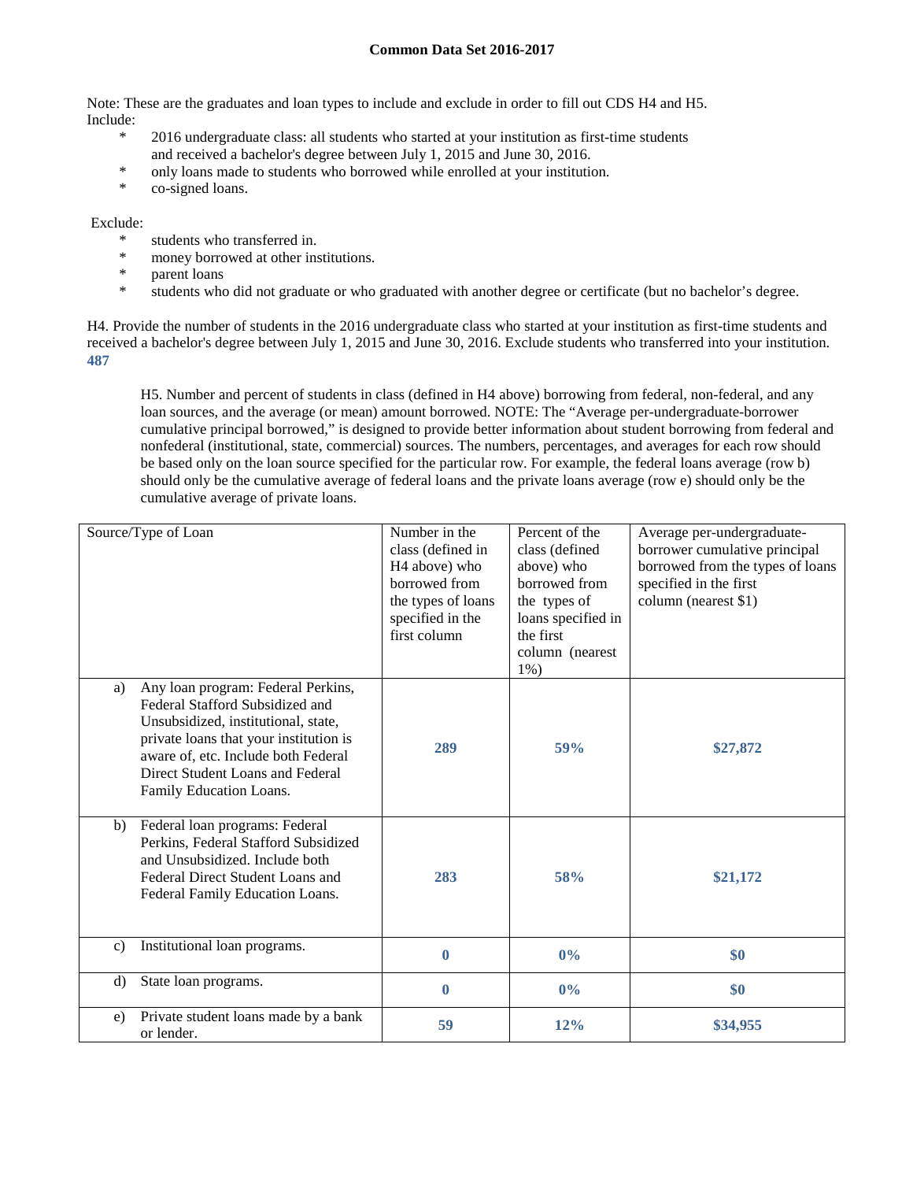**Common Data Set 2016-2017**

Note: These are the graduates and loan types to include and exclude in order to fill out CDS H4 and H5.
Include:

* 2016 undergraduate class: all students who started at your institution as first-time students and received a bachelor's degree between July 1, 2015 and June 30, 2016.
* only loans made to students who borrowed while enrolled at your institution.
* co-signed loans.

Exclude:

* students who transferred in.
* money borrowed at other institutions.
* parent loans
* students who did not graduate or who graduated with another degree or certificate (but no bachelor's degree.

H4. Provide the number of students in the 2016 undergraduate class who started at your institution as first-time students and received a bachelor's degree between July 1, 2015 and June 30, 2016. Exclude students who transferred into your institution.
**487**

H5. Number and percent of students in class (defined in H4 above) borrowing from federal, non-federal, and any loan sources, and the average (or mean) amount borrowed. NOTE: The "Average per-undergraduate-borrower cumulative principal borrowed," is designed to provide better information about student borrowing from federal and nonfederal (institutional, state, commercial) sources. The numbers, percentages, and averages for each row should be based only on the loan source specified for the particular row. For example, the federal loans average (row b) should only be the cumulative average of federal loans and the private loans average (row e) should only be the cumulative average of private loans.

| Source/Type of Loan | Number in the class (defined in H4 above) who borrowed from the types of loans specified in the first column | Percent of the class (defined above) who borrowed from the types of loans specified in the first column (nearest 1%) | Average per-undergraduate-borrower cumulative principal borrowed from the types of loans specified in the first column (nearest $1) |
|---|---|---|---|
| a) Any loan program: Federal Perkins, Federal Stafford Subsidized and Unsubsidized, institutional, state, private loans that your institution is aware of, etc. Include both Federal Direct Student Loans and Federal Family Education Loans. | **289** | **59%** | **$27,872** |
| b) Federal loan programs: Federal Perkins, Federal Stafford Subsidized and Unsubsidized. Include both Federal Direct Student Loans and Federal Family Education Loans. | **283** | **58%** | **$21,172** |
| c) Institutional loan programs. | **0** | **0%** | **$0** |
| d) State loan programs. | **0** | **0%** | **$0** |
| e) Private student loans made by a bank or lender. | **59** | **12%** | **$34,955** |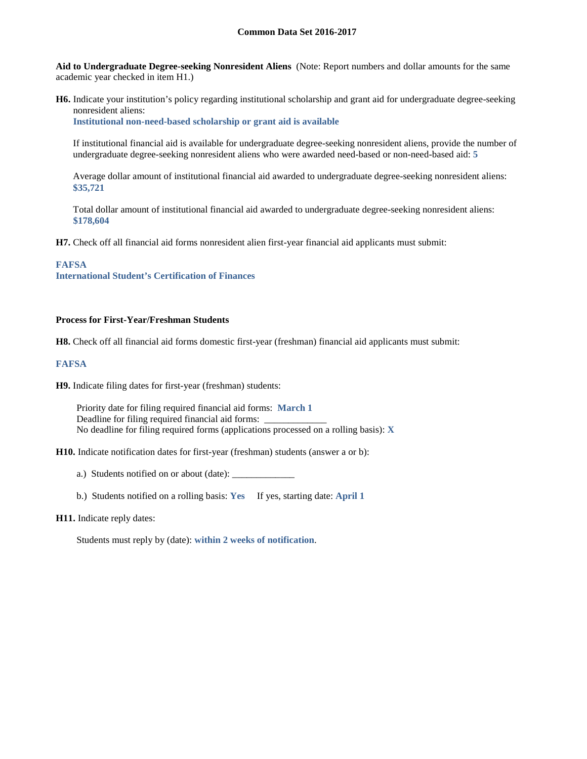**Aid to Undergraduate Degree-seeking Nonresident Aliens** (Note: Report numbers and dollar amounts for the same academic year checked in item H1.)

**H6.** Indicate your institution's policy regarding institutional scholarship and grant aid for undergraduate degree-seeking nonresident aliens:
**Institutional non-need-based scholarship or grant aid is available**

If institutional financial aid is available for undergraduate degree-seeking nonresident aliens, provide the number of undergraduate degree-seeking nonresident aliens who were awarded need-based or non-need-based aid: **5**

Average dollar amount of institutional financial aid awarded to undergraduate degree-seeking nonresident aliens: **$35,721**

Total dollar amount of institutional financial aid awarded to undergraduate degree-seeking nonresident aliens: **$178,604**

**H7.** Check off all financial aid forms nonresident alien first-year financial aid applicants must submit:

**FAFSA**
**International Student's Certification of Finances**

**Process for First-Year/Freshman Students**

**H8.** Check off all financial aid forms domestic first-year (freshman) financial aid applicants must submit:

**FAFSA**

**H9.** Indicate filing dates for first-year (freshman) students:

Priority date for filing required financial aid forms: **March 1**
Deadline for filing required financial aid forms: _____________
No deadline for filing required forms (applications processed on a rolling basis): **X**

**H10.** Indicate notification dates for first-year (freshman) students (answer a or b):

a.) Students notified on or about (date): _____________

b.) Students notified on a rolling basis: **Yes** If yes, starting date: **April 1**

**H11.** Indicate reply dates:

Students must reply by (date): **within 2 weeks of notification**.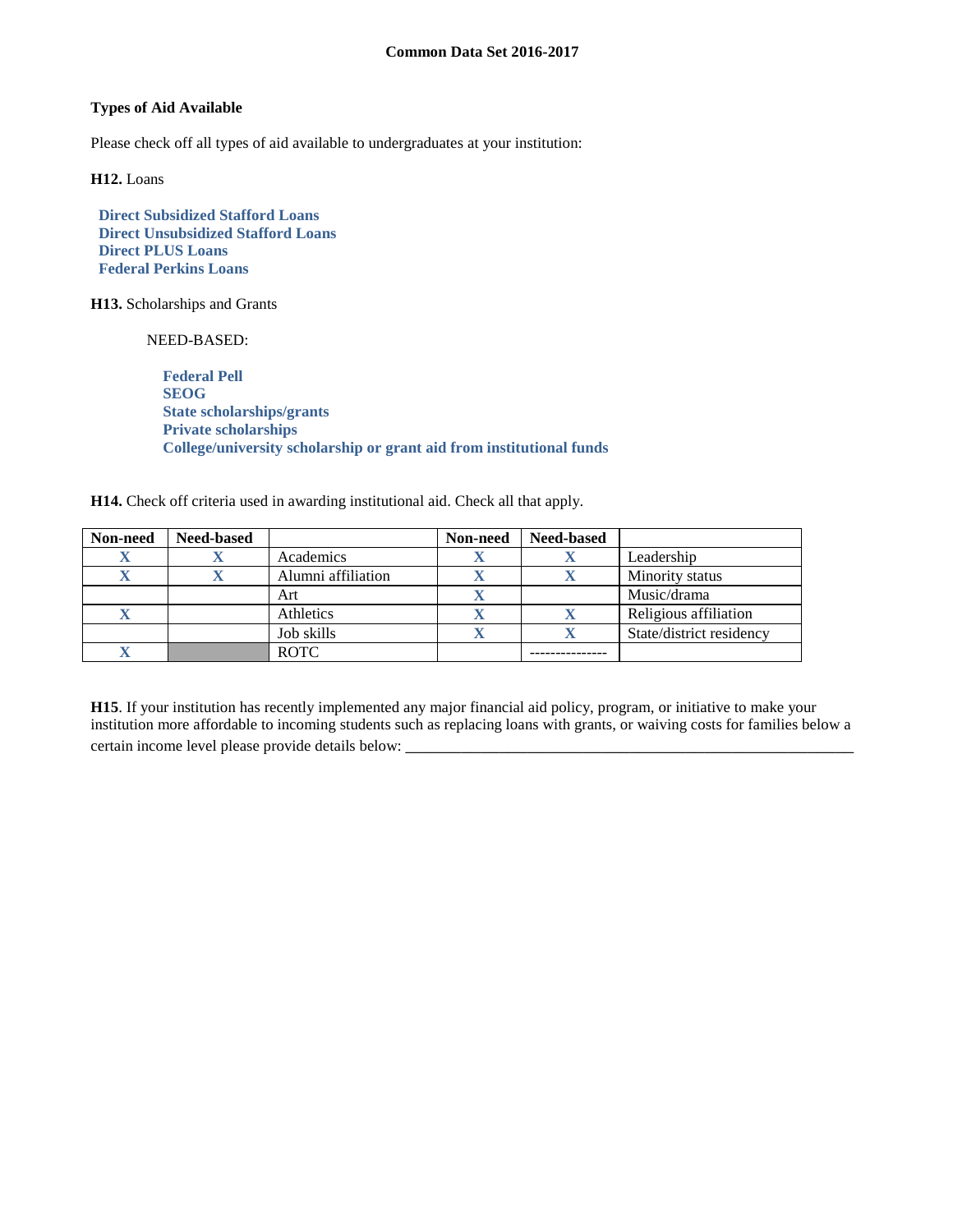**Types of Aid Available**

Please check off all types of aid available to undergraduates at your institution:

**H12.** Loans

**Direct Subsidized Stafford Loans**
**Direct Unsubsidized Stafford Loans**
**Direct PLUS Loans**
**Federal Perkins Loans**

**H13.** Scholarships and Grants

NEED-BASED:

**Federal Pell**
**SEOG**
**State scholarships/grants**
**Private scholarships**
**College/university scholarship or grant aid from institutional funds**

**H14.** Check off criteria used in awarding institutional aid. Check all that apply.

| Non-need | Need-based | | Non-need | Need-based | |
|---|---|---|---|---|---|
| X | X | Academics | X | X | Leadership |
| X | X | Alumni affiliation | X | X | Minority status |
| | | Art | X | | Music/drama |
| X | | Athletics | X | X | Religious affiliation |
| | | Job skills | X | X | State/district residency |
| X | | ROTC | | --------------- | |

**H15**. If your institution has recently implemented any major financial aid policy, program, or initiative to make your institution more affordable to incoming students such as replacing loans with grants, or waiving costs for families below a certain income level please provide details below: ___________________________________________________________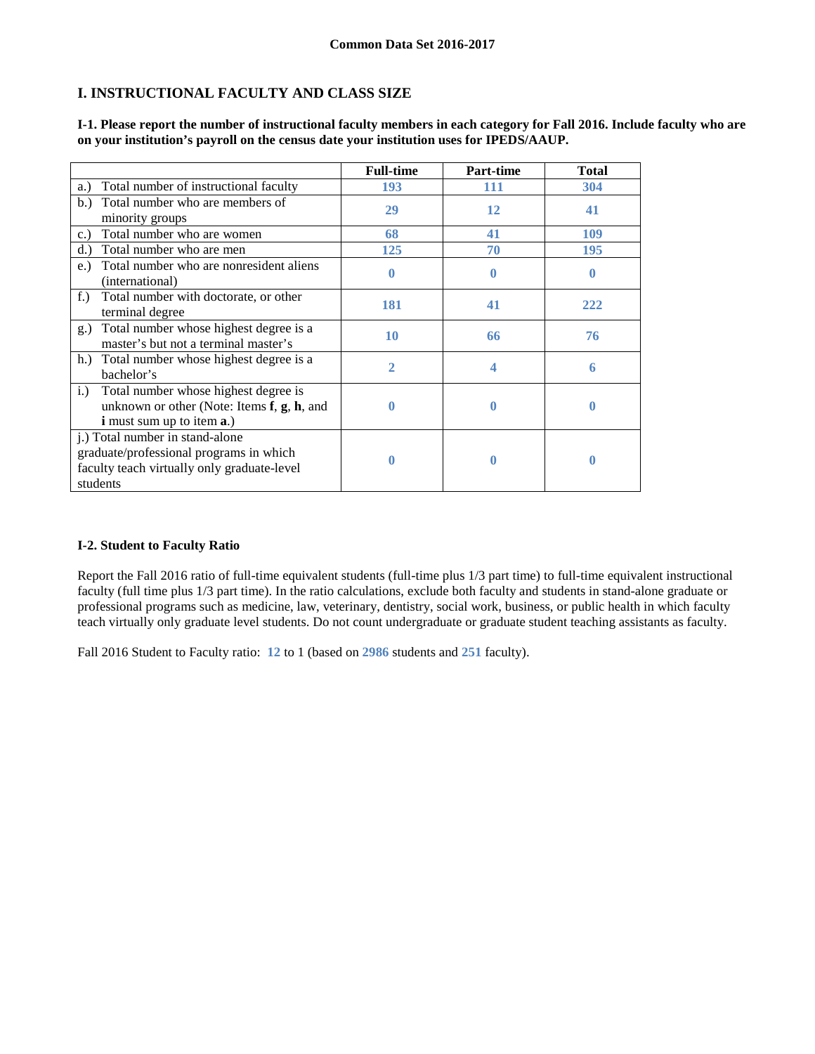**Common Data Set 2016-2017**

## I. INSTRUCTIONAL FACULTY AND CLASS SIZE

**I-1. Please report the number of instructional faculty members in each category for Fall 2016. Include faculty who are on your institution's payroll on the census date your institution uses for IPEDS/AAUP.**

| | Full-time | Part-time | Total |
|---|---|---|---|
| a.) Total number of instructional faculty | 193 | 111 | 304 |
| b.) Total number who are members of minority groups | 29 | 12 | 41 |
| c.) Total number who are women | 68 | 41 | 109 |
| d.) Total number who are men | 125 | 70 | 195 |
| e.) Total number who are nonresident aliens (international) | 0 | 0 | 0 |
| f.) Total number with doctorate, or other terminal degree | 181 | 41 | 222 |
| g.) Total number whose highest degree is a master's but not a terminal master's | 10 | 66 | 76 |
| h.) Total number whose highest degree is a bachelor's | 2 | 4 | 6 |
| i.) Total number whose highest degree is unknown or other (Note: Items **f**, **g**, **h**, and **i** must sum up to item **a**.) | 0 | 0 | 0 |
| j.) Total number in stand-alone graduate/professional programs in which faculty teach virtually only graduate-level students | 0 | 0 | 0 |

**I-2. Student to Faculty Ratio**

Report the Fall 2016 ratio of full-time equivalent students (full-time plus 1/3 part time) to full-time equivalent instructional faculty (full time plus 1/3 part time). In the ratio calculations, exclude both faculty and students in stand-alone graduate or professional programs such as medicine, law, veterinary, dentistry, social work, business, or public health in which faculty teach virtually only graduate level students. Do not count undergraduate or graduate student teaching assistants as faculty.

Fall 2016 Student to Faculty ratio: 12 to 1 (based on 2986 students and 251 faculty).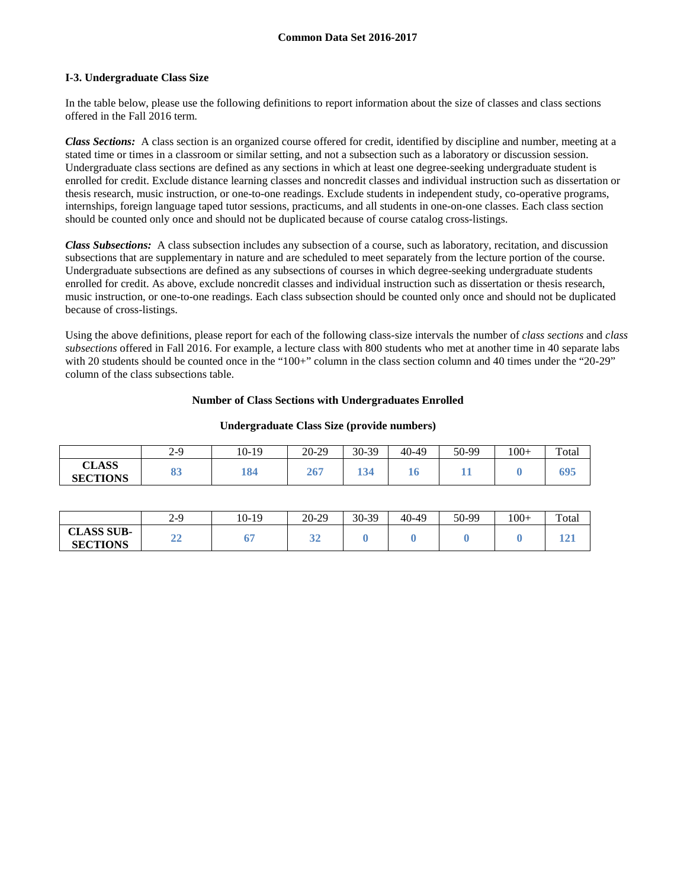**Common Data Set 2016-2017**

### I-3. Undergraduate Class Size

In the table below, please use the following definitions to report information about the size of classes and class sections offered in the Fall 2016 term.

***Class Sections:*** A class section is an organized course offered for credit, identified by discipline and number, meeting at a stated time or times in a classroom or similar setting, and not a subsection such as a laboratory or discussion session. Undergraduate class sections are defined as any sections in which at least one degree-seeking undergraduate student is enrolled for credit. Exclude distance learning classes and noncredit classes and individual instruction such as dissertation or thesis research, music instruction, or one-to-one readings. Exclude students in independent study, co-operative programs, internships, foreign language taped tutor sessions, practicums, and all students in one-on-one classes. Each class section should be counted only once and should not be duplicated because of course catalog cross-listings.

***Class Subsections:*** A class subsection includes any subsection of a course, such as laboratory, recitation, and discussion subsections that are supplementary in nature and are scheduled to meet separately from the lecture portion of the course. Undergraduate subsections are defined as any subsections of courses in which degree-seeking undergraduate students enrolled for credit. As above, exclude noncredit classes and individual instruction such as dissertation or thesis research, music instruction, or one-to-one readings. Each class subsection should be counted only once and should not be duplicated because of cross-listings.

Using the above definitions, please report for each of the following class-size intervals the number of *class sections* and *class subsections* offered in Fall 2016. For example, a lecture class with 800 students who met at another time in 40 separate labs with 20 students should be counted once in the "100+" column in the class section column and 40 times under the "20-29" column of the class subsections table.

**Number of Class Sections with Undergraduates Enrolled**

**Undergraduate Class Size (provide numbers)**

| | 2-9 | 10-19 | 20-29 | 30-39 | 40-49 | 50-99 | 100+ | Total |
|---|---|---|---|---|---|---|---|---|
| **CLASS SECTIONS** | **83** | **184** | **267** | **134** | **16** | **11** | **0** | **695** |

| | 2-9 | 10-19 | 20-29 | 30-39 | 40-49 | 50-99 | 100+ | Total |
|---|---|---|---|---|---|---|---|---|
| **CLASS SUB-SECTIONS** | **22** | **67** | **32** | **0** | **0** | **0** | **0** | **121** |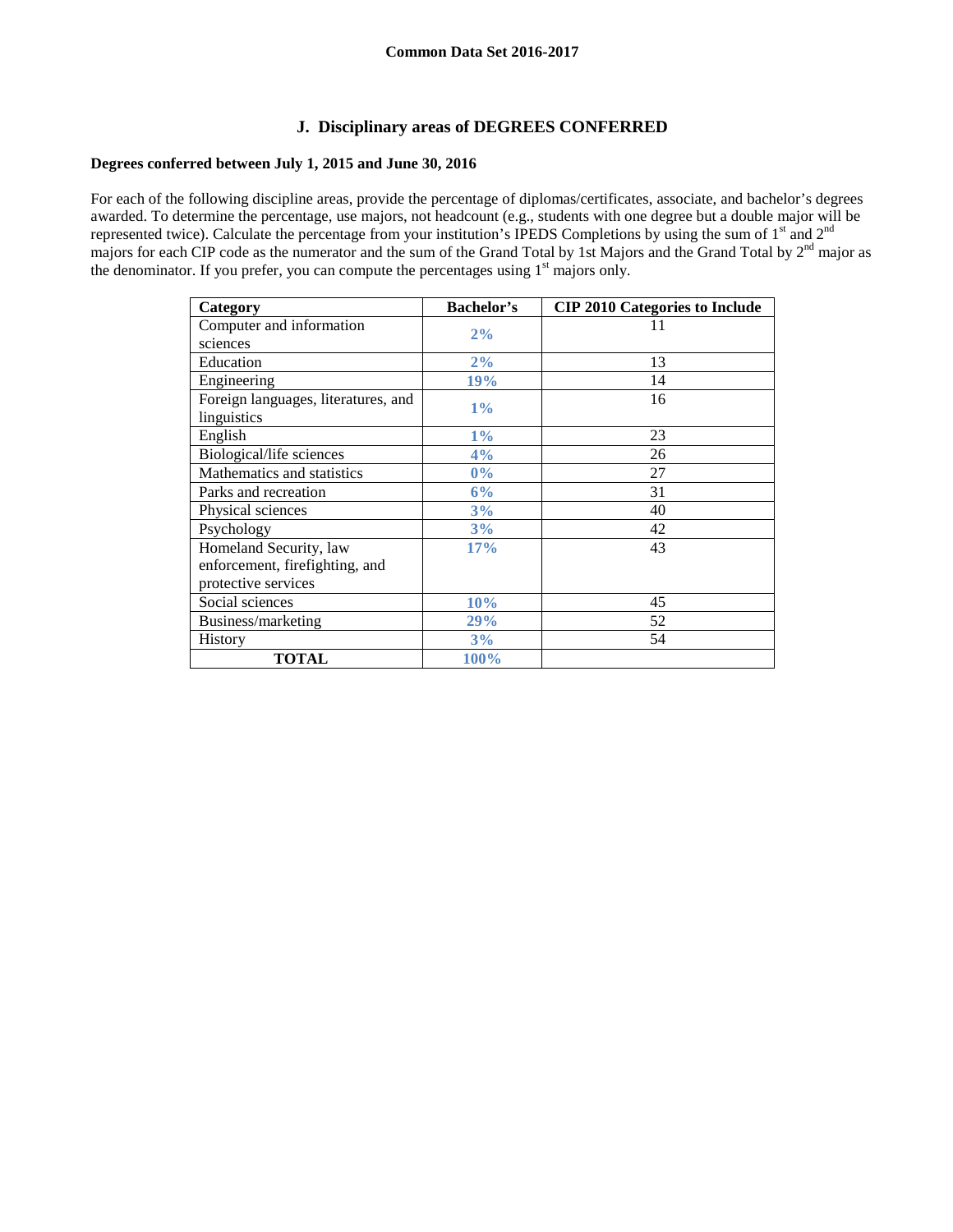## J. Disciplinary areas of DEGREES CONFERRED

**Degrees conferred between July 1, 2015 and June 30, 2016**

For each of the following discipline areas, provide the percentage of diplomas/certificates, associate, and bachelor's degrees awarded. To determine the percentage, use majors, not headcount (e.g., students with one degree but a double major will be represented twice). Calculate the percentage from your institution's IPEDS Completions by using the sum of 1st and 2nd majors for each CIP code as the numerator and the sum of the Grand Total by 1st Majors and the Grand Total by 2nd major as the denominator. If you prefer, you can compute the percentages using 1st majors only.

| Category | Bachelor's | CIP 2010 Categories to Include |
|---|---|---|
| Computer and information sciences | 2% | 11 |
| Education | 2% | 13 |
| Engineering | 19% | 14 |
| Foreign languages, literatures, and linguistics | 1% | 16 |
| English | 1% | 23 |
| Biological/life sciences | 4% | 26 |
| Mathematics and statistics | 0% | 27 |
| Parks and recreation | 6% | 31 |
| Physical sciences | 3% | 40 |
| Psychology | 3% | 42 |
| Homeland Security, law enforcement, firefighting, and protective services | 17% | 43 |
| Social sciences | 10% | 45 |
| Business/marketing | 29% | 52 |
| History | 3% | 54 |
| **TOTAL** | 100% | |